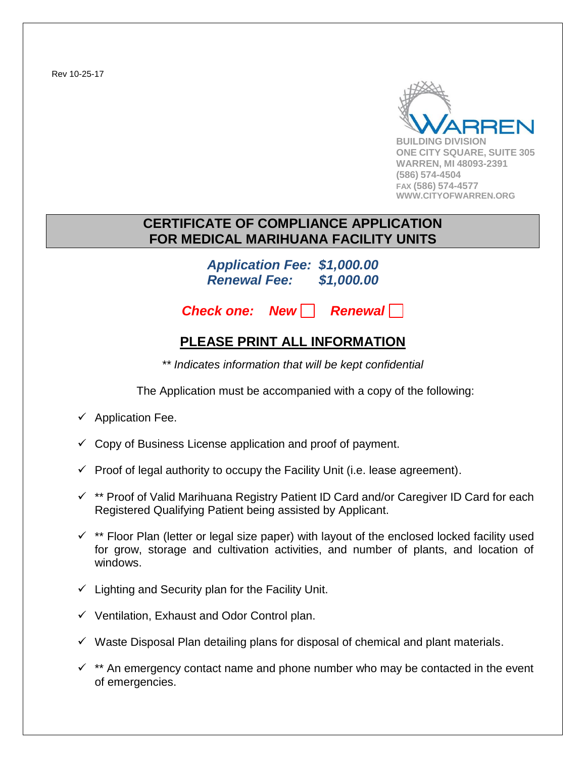Rev 10-25-17

WARREN
BUILDING DIVISION
ONE CITY SQUARE, SUITE 305
WARREN, MI 48093-2391
(586) 574-4504
FAX (586) 574-4577
WWW.CITYOFWARREN.ORG

# CERTIFICATE OF COMPLIANCE APPLICATION FOR MEDICAL MARIHUANA FACILITY UNITS

***Application Fee: $1,000.00***
***Renewal Fee: $1,000.00***

***Check one: New ☐ Renewal ☐***

## PLEASE PRINT ALL INFORMATION

*** Indicates information that will be kept confidential*

The Application must be accompanied with a copy of the following:

- ✓ Application Fee.
- ✓ Copy of Business License application and proof of payment.
- ✓ Proof of legal authority to occupy the Facility Unit (i.e. lease agreement).
- ✓ ** Proof of Valid Marihuana Registry Patient ID Card and/or Caregiver ID Card for each Registered Qualifying Patient being assisted by Applicant.
- ✓ ** Floor Plan (letter or legal size paper) with layout of the enclosed locked facility used for grow, storage and cultivation activities, and number of plants, and location of windows.
- ✓ Lighting and Security plan for the Facility Unit.
- ✓ Ventilation, Exhaust and Odor Control plan.
- ✓ Waste Disposal Plan detailing plans for disposal of chemical and plant materials.
- ✓ ** An emergency contact name and phone number who may be contacted in the event of emergencies.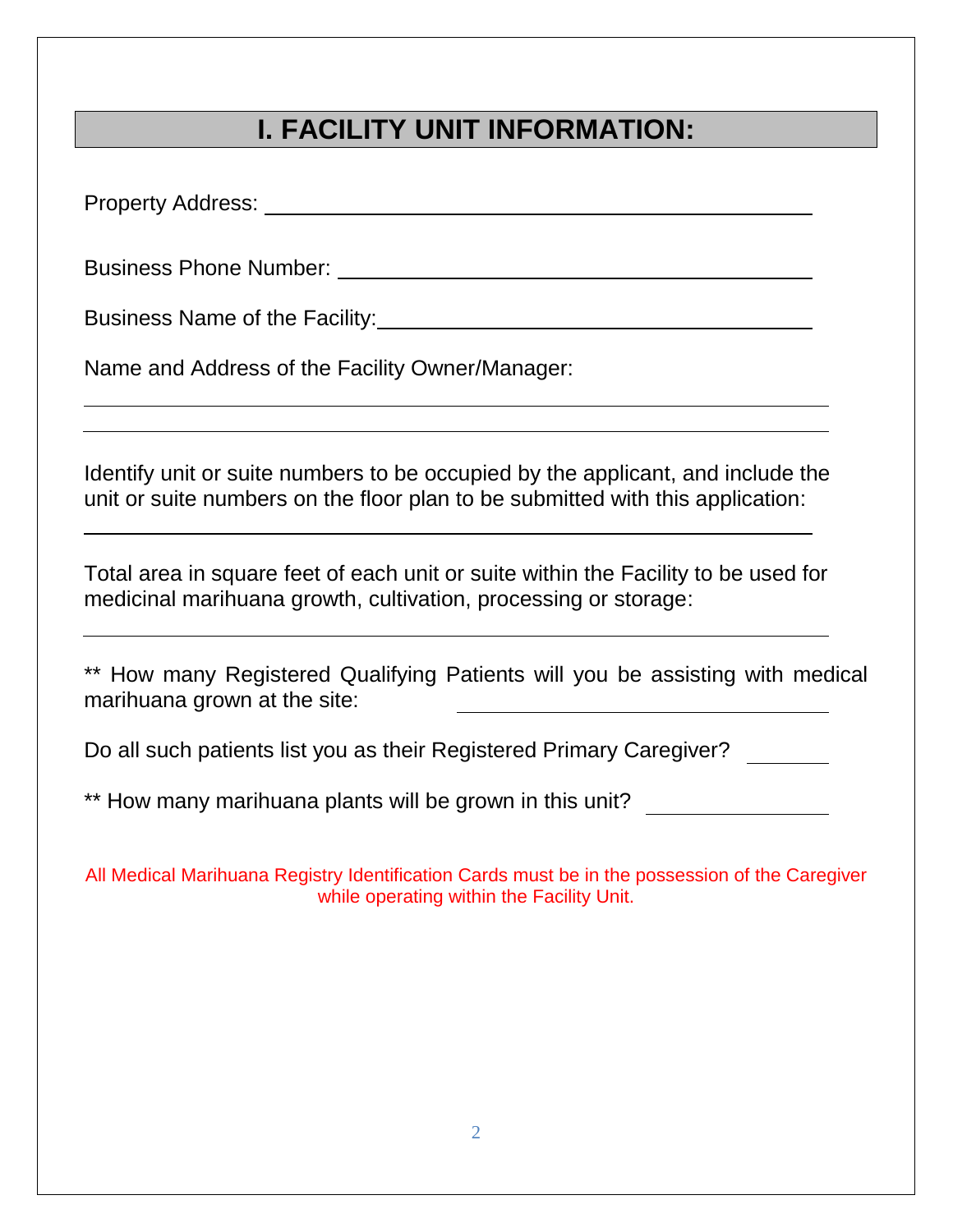## I. FACILITY UNIT INFORMATION:

Property Address: \_\_\_\_\_\_\_\_\_\_\_\_\_\_\_\_\_\_\_\_\_\_\_\_\_\_\_\_\_\_\_\_\_\_\_\_\_\_\_\_

Business Phone Number: \_\_\_\_\_\_\_\_\_\_\_\_\_\_\_\_\_\_\_\_\_\_\_\_\_\_\_\_\_\_\_\_\_\_\_\_

Business Name of the Facility: \_\_\_\_\_\_\_\_\_\_\_\_\_\_\_\_\_\_\_\_\_\_\_\_\_\_\_\_\_\_\_\_

Name and Address of the Facility Owner/Manager:

\_\_\_\_\_\_\_\_\_\_\_\_\_\_\_\_\_\_\_\_\_\_\_\_\_\_\_\_\_\_\_\_\_\_\_\_\_\_\_\_\_\_\_\_\_\_\_\_\_\_\_\_\_\_\_\_\_\_

\_\_\_\_\_\_\_\_\_\_\_\_\_\_\_\_\_\_\_\_\_\_\_\_\_\_\_\_\_\_\_\_\_\_\_\_\_\_\_\_\_\_\_\_\_\_\_\_\_\_\_\_\_\_\_\_\_\_

Identify unit or suite numbers to be occupied by the applicant, and include the unit or suite numbers on the floor plan to be submitted with this application:

\_\_\_\_\_\_\_\_\_\_\_\_\_\_\_\_\_\_\_\_\_\_\_\_\_\_\_\_\_\_\_\_\_\_\_\_\_\_\_\_\_\_\_\_\_\_\_\_\_\_\_\_\_\_\_\_\_\_

Total area in square feet of each unit or suite within the Facility to be used for medicinal marihuana growth, cultivation, processing or storage:

\_\_\_\_\_\_\_\_\_\_\_\_\_\_\_\_\_\_\_\_\_\_\_\_\_\_\_\_\_\_\_\_\_\_\_\_\_\_\_\_\_\_\_\_\_\_\_\_\_\_\_\_\_\_\_\_\_\_

** How many Registered Qualifying Patients will you be assisting with medical marihuana grown at the site: \_\_\_\_\_\_\_\_\_\_\_\_\_\_\_\_\_\_\_\_

Do all such patients list you as their Registered Primary Caregiver? \_\_\_\_\_\_

** How many marihuana plants will be grown in this unit? \_\_\_\_\_\_\_\_\_\_\_\_

All Medical Marihuana Registry Identification Cards must be in the possession of the Caregiver while operating within the Facility Unit.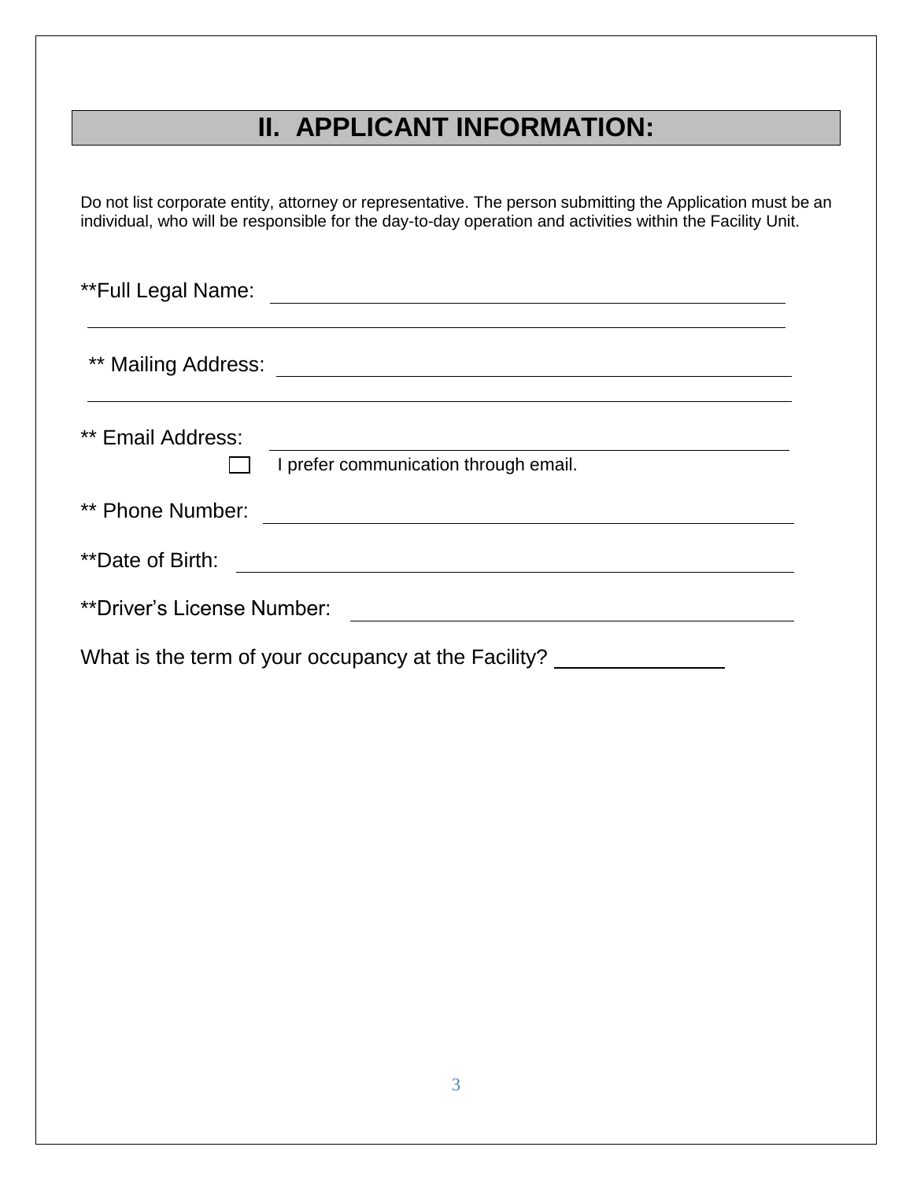## II. APPLICANT INFORMATION:

Do not list corporate entity, attorney or representative. The person submitting the Application must be an individual, who will be responsible for the day-to-day operation and activities within the Facility Unit.

**Full Legal Name: ______________________________________________

______________________________________________

** Mailing Address: ______________________________________________

______________________________________________

** Email Address: ______________________________________________

☐ I prefer communication through email.

** Phone Number: ______________________________________________

**Date of Birth: ______________________________________________

**Driver's License Number: ______________________________________________

What is the term of your occupancy at the Facility? ______________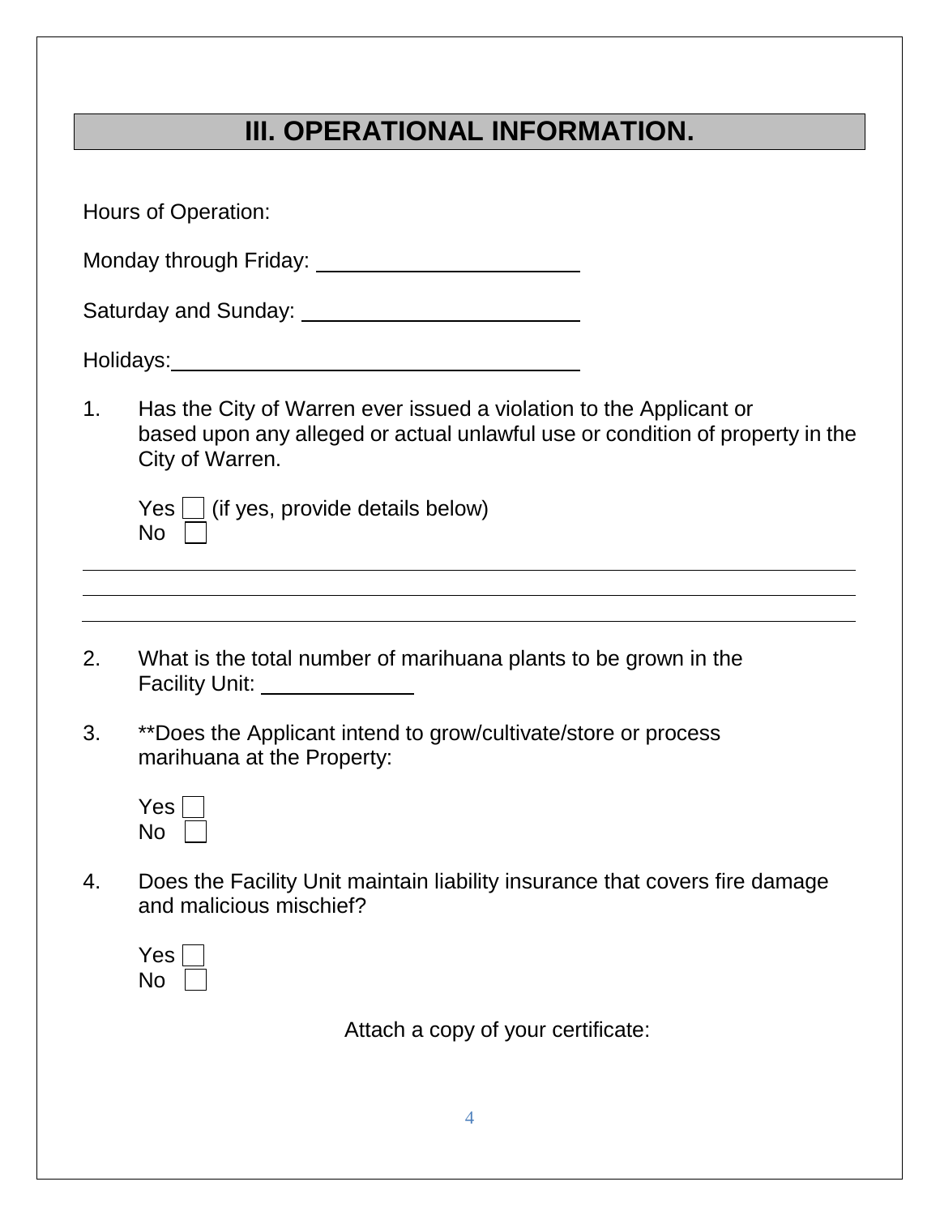## III. OPERATIONAL INFORMATION.

Hours of Operation:

Monday through Friday: ______________________

Saturday and Sunday: ______________________

Holidays: ______________________________

1. Has the City of Warren ever issued a violation to the Applicant or based upon any alleged or actual unlawful use or condition of property in the City of Warren.

   Yes ☐ (if yes, provide details below)
   No ☐

_______________________________________________________________________

_______________________________________________________________________

_______________________________________________________________________

2. What is the total number of marihuana plants to be grown in the Facility Unit: ____________

3. **Does the Applicant intend to grow/cultivate/store or process marihuana at the Property:

   Yes ☐
   No ☐

4. Does the Facility Unit maintain liability insurance that covers fire damage and malicious mischief?

   Yes ☐
   No ☐

Attach a copy of your certificate: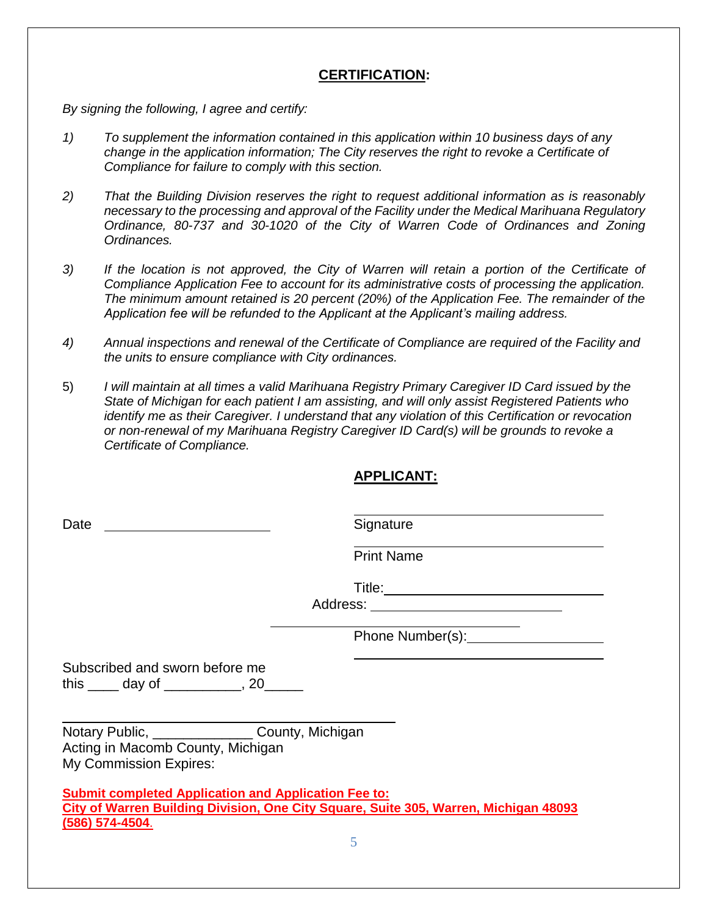## **CERTIFICATION:**

*By signing the following, I agree and certify:*

1) *To supplement the information contained in this application within 10 business days of any change in the application information; The City reserves the right to revoke a Certificate of Compliance for failure to comply with this section.*

2) *That the Building Division reserves the right to request additional information as is reasonably necessary to the processing and approval of the Facility under the Medical Marihuana Regulatory Ordinance, 80-737 and 30-1020 of the City of Warren Code of Ordinances and Zoning Ordinances.*

3) *If the location is not approved, the City of Warren will retain a portion of the Certificate of Compliance Application Fee to account for its administrative costs of processing the application. The minimum amount retained is 20 percent (20%) of the Application Fee. The remainder of the Application fee will be refunded to the Applicant at the Applicant's mailing address.*

4) *Annual inspections and renewal of the Certificate of Compliance are required of the Facility and the units to ensure compliance with City ordinances.*

5) *I will maintain at all times a valid Marihuana Registry Primary Caregiver ID Card issued by the State of Michigan for each patient I am assisting, and will only assist Registered Patients who identify me as their Caregiver. I understand that any violation of this Certification or revocation or non-renewal of my Marihuana Registry Caregiver ID Card(s) will be grounds to revoke a Certificate of Compliance.*

**APPLICANT:**

Date ______________________

______________________________
Signature

______________________________
Print Name

Title: ______________________________

Address: ______________________________

______________________________

Phone Number(s): ______________________

______________________________

Subscribed and sworn before me
this ____ day of __________, 20_____

______________________________
Notary Public, _____________ County, Michigan
Acting in Macomb County, Michigan
My Commission Expires:

**Submit completed Application and Application Fee to:**
**City of Warren Building Division, One City Square, Suite 305, Warren, Michigan 48093**
**(586) 574-4504**.